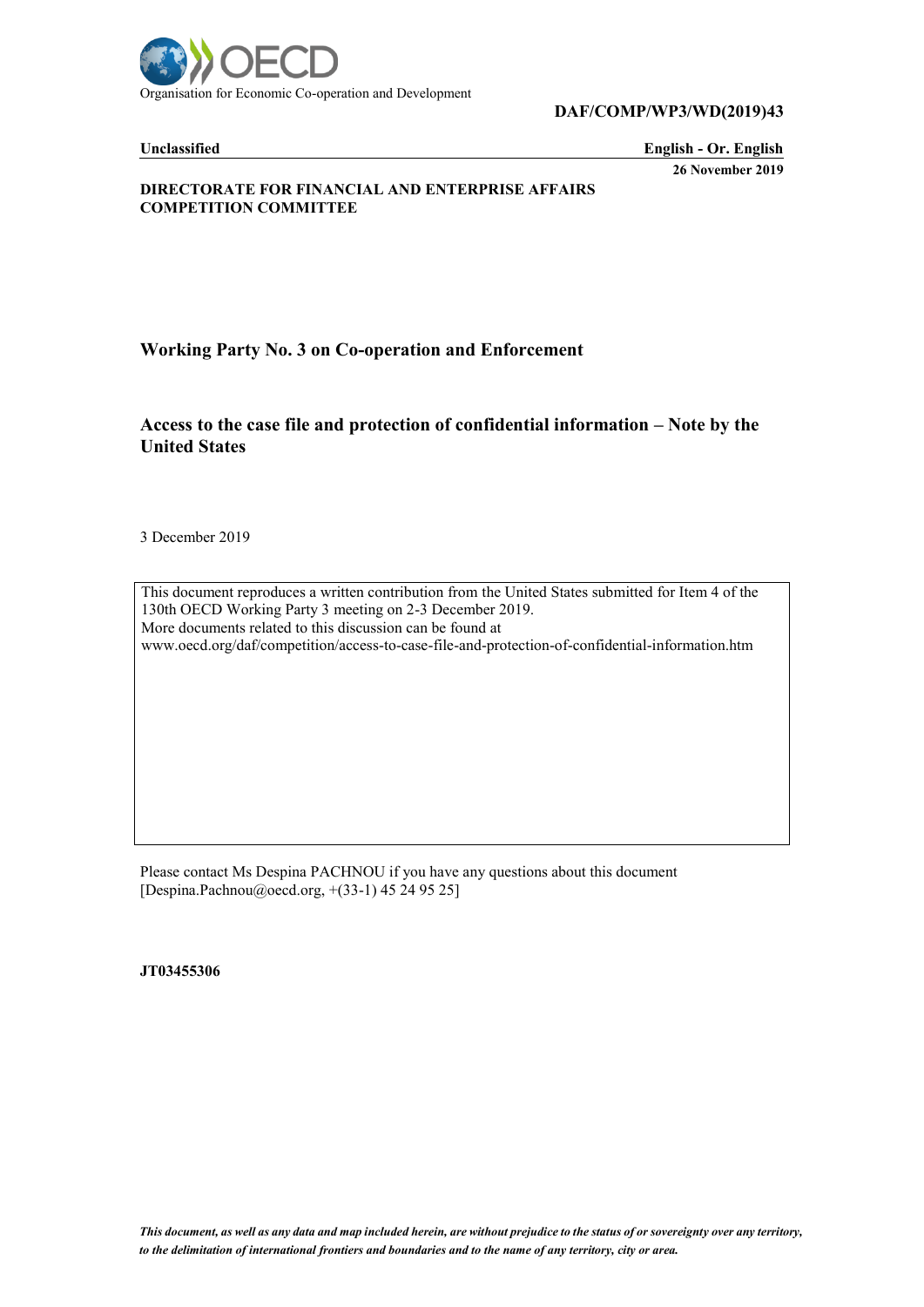Organisation for Economic Co-operation and Development

**DAF/COMP/WP3/WD(2019)43**

**Unclassified** | **English - Or. English**

**26 November 2019**

**DIRECTORATE FOR FINANCIAL AND ENTERPRISE AFFAIRS**
**COMPETITION COMMITTEE**

## Working Party No. 3 on Co-operation and Enforcement

## Access to the case file and protection of confidential information – Note by the United States

3 December 2019

This document reproduces a written contribution from the United States submitted for Item 4 of the 130th OECD Working Party 3 meeting on 2-3 December 2019.
More documents related to this discussion can be found at
www.oecd.org/daf/competition/access-to-case-file-and-protection-of-confidential-information.htm

Please contact Ms Despina PACHNOU if you have any questions about this document [Despina.Pachnou@oecd.org, +(33-1) 45 24 95 25]

**JT03455306**

*This document, as well as any data and map included herein, are without prejudice to the status of or sovereignty over any territory, to the delimitation of international frontiers and boundaries and to the name of any territory, city or area.*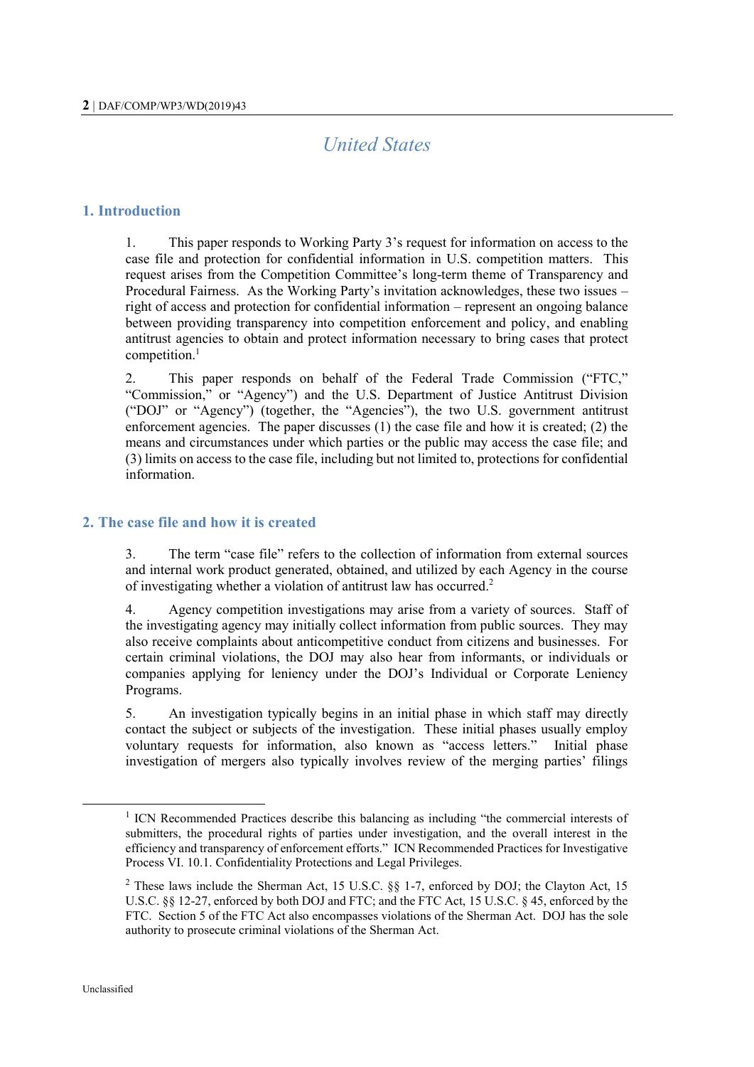# United States

## 1. Introduction

1. This paper responds to Working Party 3's request for information on access to the case file and protection for confidential information in U.S. competition matters. This request arises from the Competition Committee's long-term theme of Transparency and Procedural Fairness. As the Working Party's invitation acknowledges, these two issues – right of access and protection for confidential information – represent an ongoing balance between providing transparency into competition enforcement and policy, and enabling antitrust agencies to obtain and protect information necessary to bring cases that protect competition.[1]

2. This paper responds on behalf of the Federal Trade Commission ("FTC," "Commission," or "Agency") and the U.S. Department of Justice Antitrust Division ("DOJ" or "Agency") (together, the "Agencies"), the two U.S. government antitrust enforcement agencies. The paper discusses (1) the case file and how it is created; (2) the means and circumstances under which parties or the public may access the case file; and (3) limits on access to the case file, including but not limited to, protections for confidential information.

## 2. The case file and how it is created

3. The term "case file" refers to the collection of information from external sources and internal work product generated, obtained, and utilized by each Agency in the course of investigating whether a violation of antitrust law has occurred.[2]

4. Agency competition investigations may arise from a variety of sources. Staff of the investigating agency may initially collect information from public sources. They may also receive complaints about anticompetitive conduct from citizens and businesses. For certain criminal violations, the DOJ may also hear from informants, or individuals or companies applying for leniency under the DOJ's Individual or Corporate Leniency Programs.

5. An investigation typically begins in an initial phase in which staff may directly contact the subject or subjects of the investigation. These initial phases usually employ voluntary requests for information, also known as "access letters." Initial phase investigation of mergers also typically involves review of the merging parties' filings

---

[1] ICN Recommended Practices describe this balancing as including "the commercial interests of submitters, the procedural rights of parties under investigation, and the overall interest in the efficiency and transparency of enforcement efforts." ICN Recommended Practices for Investigative Process VI. 10.1. Confidentiality Protections and Legal Privileges.

[2] These laws include the Sherman Act, 15 U.S.C. §§ 1-7, enforced by DOJ; the Clayton Act, 15 U.S.C. §§ 12-27, enforced by both DOJ and FTC; and the FTC Act, 15 U.S.C. § 45, enforced by the FTC. Section 5 of the FTC Act also encompasses violations of the Sherman Act. DOJ has the sole authority to prosecute criminal violations of the Sherman Act.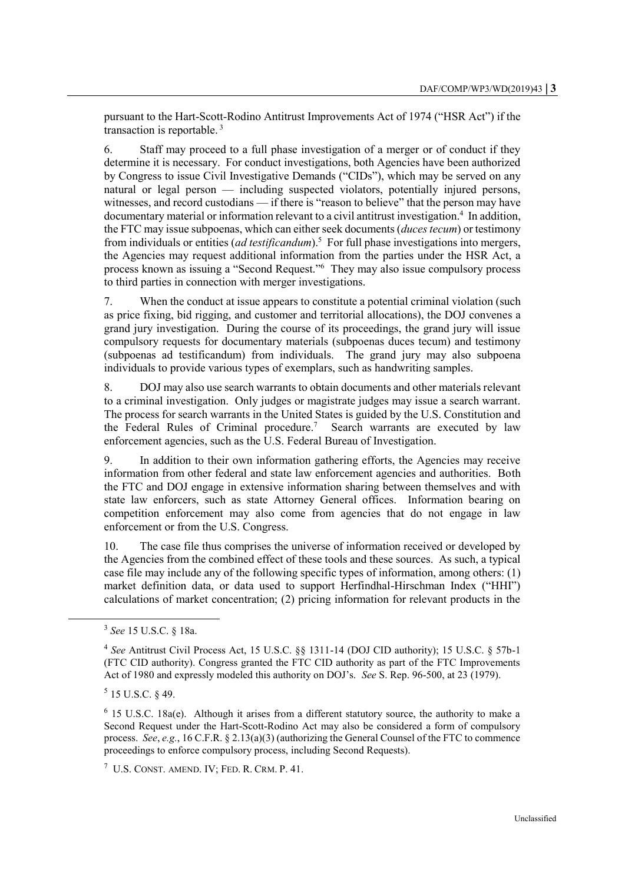pursuant to the Hart-Scott-Rodino Antitrust Improvements Act of 1974 ("HSR Act") if the transaction is reportable.[3]

6. Staff may proceed to a full phase investigation of a merger or of conduct if they determine it is necessary. For conduct investigations, both Agencies have been authorized by Congress to issue Civil Investigative Demands ("CIDs"), which may be served on any natural or legal person — including suspected violators, potentially injured persons, witnesses, and record custodians — if there is "reason to believe" that the person may have documentary material or information relevant to a civil antitrust investigation.[4] In addition, the FTC may issue subpoenas, which can either seek documents (*duces tecum*) or testimony from individuals or entities (*ad testificandum*).[5] For full phase investigations into mergers, the Agencies may request additional information from the parties under the HSR Act, a process known as issuing a "Second Request."[6] They may also issue compulsory process to third parties in connection with merger investigations.

7. When the conduct at issue appears to constitute a potential criminal violation (such as price fixing, bid rigging, and customer and territorial allocations), the DOJ convenes a grand jury investigation. During the course of its proceedings, the grand jury will issue compulsory requests for documentary materials (subpoenas duces tecum) and testimony (subpoenas ad testificandum) from individuals. The grand jury may also subpoena individuals to provide various types of exemplars, such as handwriting samples.

8. DOJ may also use search warrants to obtain documents and other materials relevant to a criminal investigation. Only judges or magistrate judges may issue a search warrant. The process for search warrants in the United States is guided by the U.S. Constitution and the Federal Rules of Criminal procedure.[7] Search warrants are executed by law enforcement agencies, such as the U.S. Federal Bureau of Investigation.

9. In addition to their own information gathering efforts, the Agencies may receive information from other federal and state law enforcement agencies and authorities. Both the FTC and DOJ engage in extensive information sharing between themselves and with state law enforcers, such as state Attorney General offices. Information bearing on competition enforcement may also come from agencies that do not engage in law enforcement or from the U.S. Congress.

10. The case file thus comprises the universe of information received or developed by the Agencies from the combined effect of these tools and these sources. As such, a typical case file may include any of the following specific types of information, among others: (1) market definition data, or data used to support Herfindhal-Hirschman Index ("HHI") calculations of market concentration; (2) pricing information for relevant products in the

---

[3] *See* 15 U.S.C. § 18a.

[4] *See* Antitrust Civil Process Act, 15 U.S.C. §§ 1311-14 (DOJ CID authority); 15 U.S.C. § 57b-1 (FTC CID authority). Congress granted the FTC CID authority as part of the FTC Improvements Act of 1980 and expressly modeled this authority on DOJ's. *See* S. Rep. 96-500, at 23 (1979).

[5] 15 U.S.C. § 49.

[6] 15 U.S.C. 18a(e). Although it arises from a different statutory source, the authority to make a Second Request under the Hart-Scott-Rodino Act may also be considered a form of compulsory process. *See*, *e.g.*, 16 C.F.R. § 2.13(a)(3) (authorizing the General Counsel of the FTC to commence proceedings to enforce compulsory process, including Second Requests).

[7] U.S. CONST. AMEND. IV; FED. R. CRM. P. 41.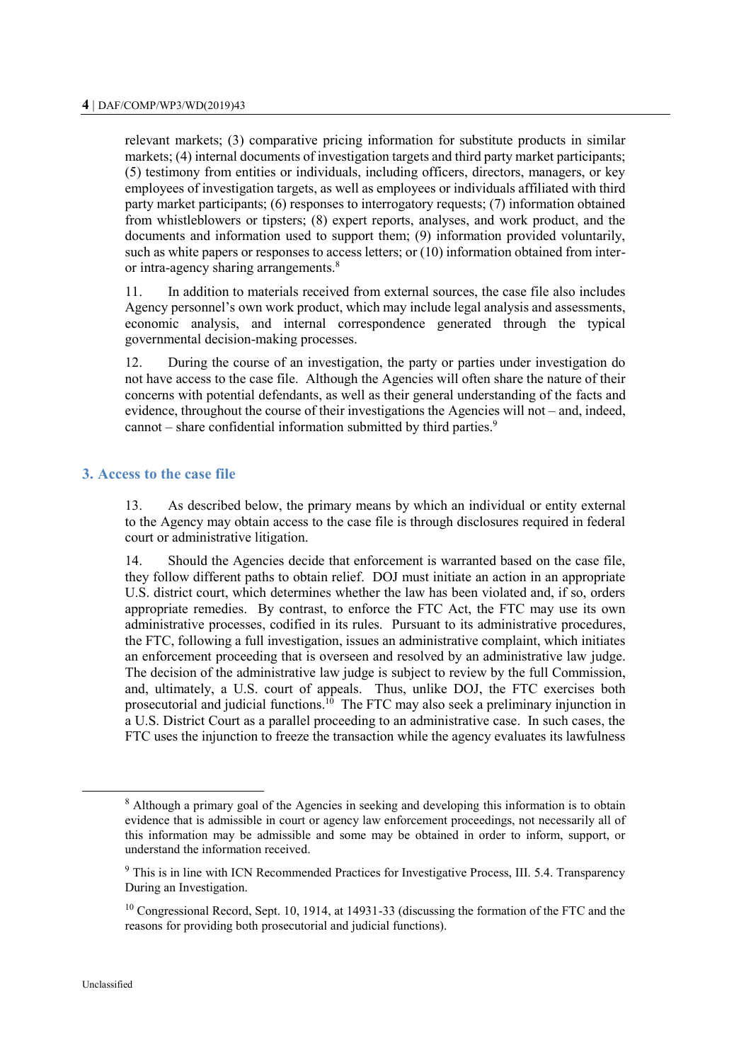relevant markets; (3) comparative pricing information for substitute products in similar markets; (4) internal documents of investigation targets and third party market participants; (5) testimony from entities or individuals, including officers, directors, managers, or key employees of investigation targets, as well as employees or individuals affiliated with third party market participants; (6) responses to interrogatory requests; (7) information obtained from whistleblowers or tipsters; (8) expert reports, analyses, and work product, and the documents and information used to support them; (9) information provided voluntarily, such as white papers or responses to access letters; or (10) information obtained from inter- or intra-agency sharing arrangements.[8]

11. In addition to materials received from external sources, the case file also includes Agency personnel's own work product, which may include legal analysis and assessments, economic analysis, and internal correspondence generated through the typical governmental decision-making processes.

12. During the course of an investigation, the party or parties under investigation do not have access to the case file. Although the Agencies will often share the nature of their concerns with potential defendants, as well as their general understanding of the facts and evidence, throughout the course of their investigations the Agencies will not – and, indeed, cannot – share confidential information submitted by third parties.[9]

## 3. Access to the case file

13. As described below, the primary means by which an individual or entity external to the Agency may obtain access to the case file is through disclosures required in federal court or administrative litigation.

14. Should the Agencies decide that enforcement is warranted based on the case file, they follow different paths to obtain relief. DOJ must initiate an action in an appropriate U.S. district court, which determines whether the law has been violated and, if so, orders appropriate remedies. By contrast, to enforce the FTC Act, the FTC may use its own administrative processes, codified in its rules. Pursuant to its administrative procedures, the FTC, following a full investigation, issues an administrative complaint, which initiates an enforcement proceeding that is overseen and resolved by an administrative law judge. The decision of the administrative law judge is subject to review by the full Commission, and, ultimately, a U.S. court of appeals. Thus, unlike DOJ, the FTC exercises both prosecutorial and judicial functions.[10] The FTC may also seek a preliminary injunction in a U.S. District Court as a parallel proceeding to an administrative case. In such cases, the FTC uses the injunction to freeze the transaction while the agency evaluates its lawfulness

---

[8] Although a primary goal of the Agencies in seeking and developing this information is to obtain evidence that is admissible in court or agency law enforcement proceedings, not necessarily all of this information may be admissible and some may be obtained in order to inform, support, or understand the information received.

[9] This is in line with ICN Recommended Practices for Investigative Process, III. 5.4. Transparency During an Investigation.

[10] Congressional Record, Sept. 10, 1914, at 14931-33 (discussing the formation of the FTC and the reasons for providing both prosecutorial and judicial functions).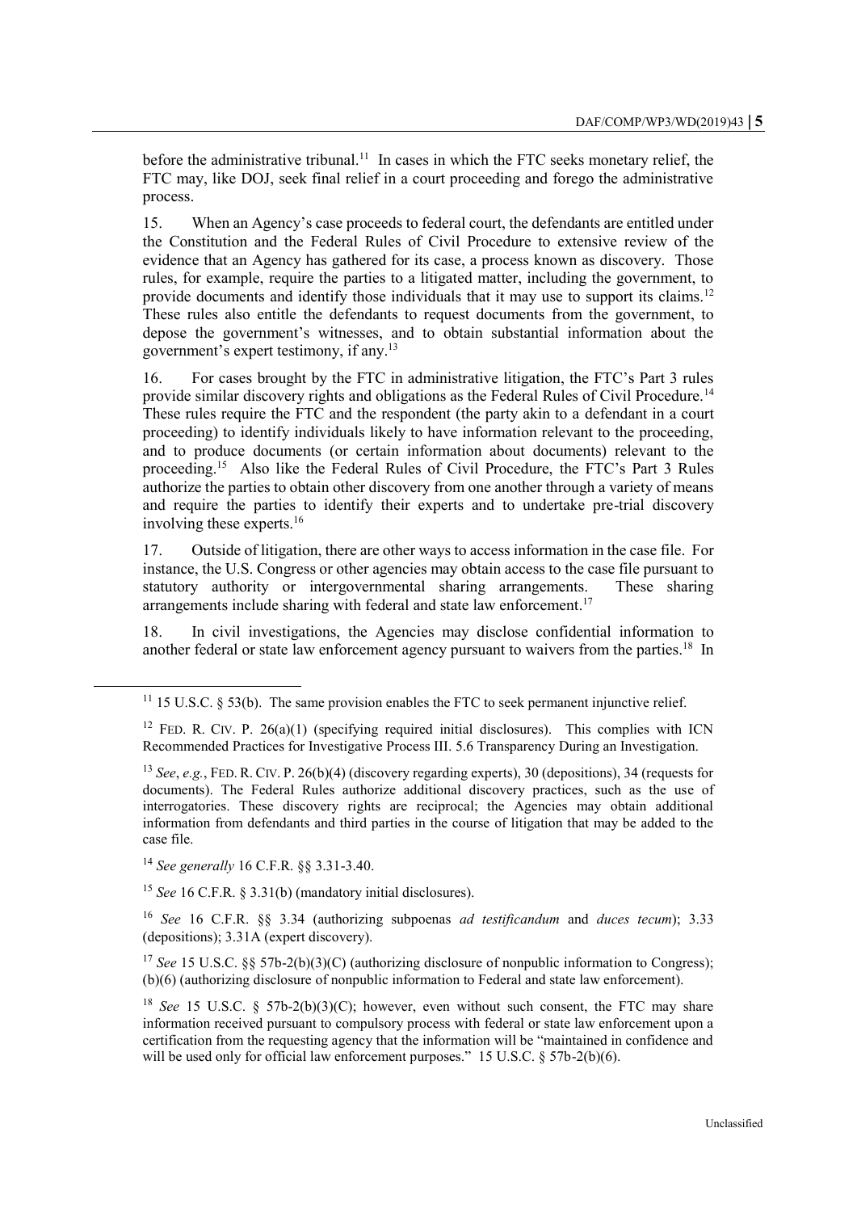before the administrative tribunal.[11] In cases in which the FTC seeks monetary relief, the FTC may, like DOJ, seek final relief in a court proceeding and forego the administrative process.

15. When an Agency's case proceeds to federal court, the defendants are entitled under the Constitution and the Federal Rules of Civil Procedure to extensive review of the evidence that an Agency has gathered for its case, a process known as discovery. Those rules, for example, require the parties to a litigated matter, including the government, to provide documents and identify those individuals that it may use to support its claims.[12] These rules also entitle the defendants to request documents from the government, to depose the government's witnesses, and to obtain substantial information about the government's expert testimony, if any.[13]

16. For cases brought by the FTC in administrative litigation, the FTC's Part 3 rules provide similar discovery rights and obligations as the Federal Rules of Civil Procedure.[14] These rules require the FTC and the respondent (the party akin to a defendant in a court proceeding) to identify individuals likely to have information relevant to the proceeding, and to produce documents (or certain information about documents) relevant to the proceeding.[15] Also like the Federal Rules of Civil Procedure, the FTC's Part 3 Rules authorize the parties to obtain other discovery from one another through a variety of means and require the parties to identify their experts and to undertake pre-trial discovery involving these experts.[16]

17. Outside of litigation, there are other ways to access information in the case file. For instance, the U.S. Congress or other agencies may obtain access to the case file pursuant to statutory authority or intergovernmental sharing arrangements. These sharing arrangements include sharing with federal and state law enforcement.[17]

18. In civil investigations, the Agencies may disclose confidential information to another federal or state law enforcement agency pursuant to waivers from the parties.[18] In

---

[11] 15 U.S.C. § 53(b). The same provision enables the FTC to seek permanent injunctive relief.

[12] FED. R. CIV. P. 26(a)(1) (specifying required initial disclosures). This complies with ICN Recommended Practices for Investigative Process III. 5.6 Transparency During an Investigation.

[13] *See*, *e.g.*, FED. R. CIV. P. 26(b)(4) (discovery regarding experts), 30 (depositions), 34 (requests for documents). The Federal Rules authorize additional discovery practices, such as the use of interrogatories. These discovery rights are reciprocal; the Agencies may obtain additional information from defendants and third parties in the course of litigation that may be added to the case file.

[14] *See generally* 16 C.F.R. §§ 3.31-3.40.

[15] *See* 16 C.F.R. § 3.31(b) (mandatory initial disclosures).

[16] *See* 16 C.F.R. §§ 3.34 (authorizing subpoenas *ad testificandum* and *duces tecum*); 3.33 (depositions); 3.31A (expert discovery).

[17] *See* 15 U.S.C. §§ 57b-2(b)(3)(C) (authorizing disclosure of nonpublic information to Congress); (b)(6) (authorizing disclosure of nonpublic information to Federal and state law enforcement).

[18] *See* 15 U.S.C. § 57b-2(b)(3)(C); however, even without such consent, the FTC may share information received pursuant to compulsory process with federal or state law enforcement upon a certification from the requesting agency that the information will be "maintained in confidence and will be used only for official law enforcement purposes." 15 U.S.C. § 57b-2(b)(6).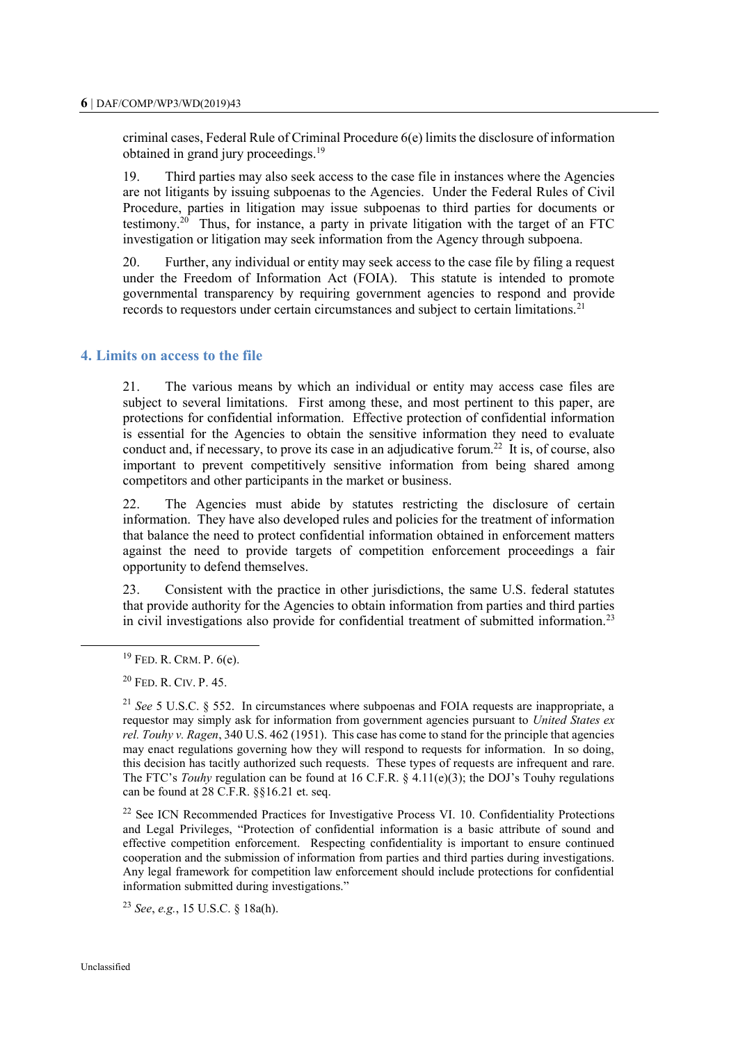criminal cases, Federal Rule of Criminal Procedure 6(e) limits the disclosure of information obtained in grand jury proceedings.[19]

19. Third parties may also seek access to the case file in instances where the Agencies are not litigants by issuing subpoenas to the Agencies. Under the Federal Rules of Civil Procedure, parties in litigation may issue subpoenas to third parties for documents or testimony.[20] Thus, for instance, a party in private litigation with the target of an FTC investigation or litigation may seek information from the Agency through subpoena.

20. Further, any individual or entity may seek access to the case file by filing a request under the Freedom of Information Act (FOIA). This statute is intended to promote governmental transparency by requiring government agencies to respond and provide records to requestors under certain circumstances and subject to certain limitations.[21]

## 4. Limits on access to the file

21. The various means by which an individual or entity may access case files are subject to several limitations. First among these, and most pertinent to this paper, are protections for confidential information. Effective protection of confidential information is essential for the Agencies to obtain the sensitive information they need to evaluate conduct and, if necessary, to prove its case in an adjudicative forum.[22] It is, of course, also important to prevent competitively sensitive information from being shared among competitors and other participants in the market or business.

22. The Agencies must abide by statutes restricting the disclosure of certain information. They have also developed rules and policies for the treatment of information that balance the need to protect confidential information obtained in enforcement matters against the need to provide targets of competition enforcement proceedings a fair opportunity to defend themselves.

23. Consistent with the practice in other jurisdictions, the same U.S. federal statutes that provide authority for the Agencies to obtain information from parties and third parties in civil investigations also provide for confidential treatment of submitted information.[23]

---

[19] FED. R. CRM. P. 6(e).

[20] FED. R. CIV. P. 45.

[21] *See* 5 U.S.C. § 552. In circumstances where subpoenas and FOIA requests are inappropriate, a requestor may simply ask for information from government agencies pursuant to *United States ex rel. Touhy v. Ragen*, 340 U.S. 462 (1951). This case has come to stand for the principle that agencies may enact regulations governing how they will respond to requests for information. In so doing, this decision has tacitly authorized such requests. These types of requests are infrequent and rare. The FTC's *Touhy* regulation can be found at 16 C.F.R. § 4.11(e)(3); the DOJ's Touhy regulations can be found at 28 C.F.R. §§16.21 et. seq.

[22] See ICN Recommended Practices for Investigative Process VI. 10. Confidentiality Protections and Legal Privileges, "Protection of confidential information is a basic attribute of sound and effective competition enforcement. Respecting confidentiality is important to ensure continued cooperation and the submission of information from parties and third parties during investigations. Any legal framework for competition law enforcement should include protections for confidential information submitted during investigations."

[23] *See*, *e.g.*, 15 U.S.C. § 18a(h).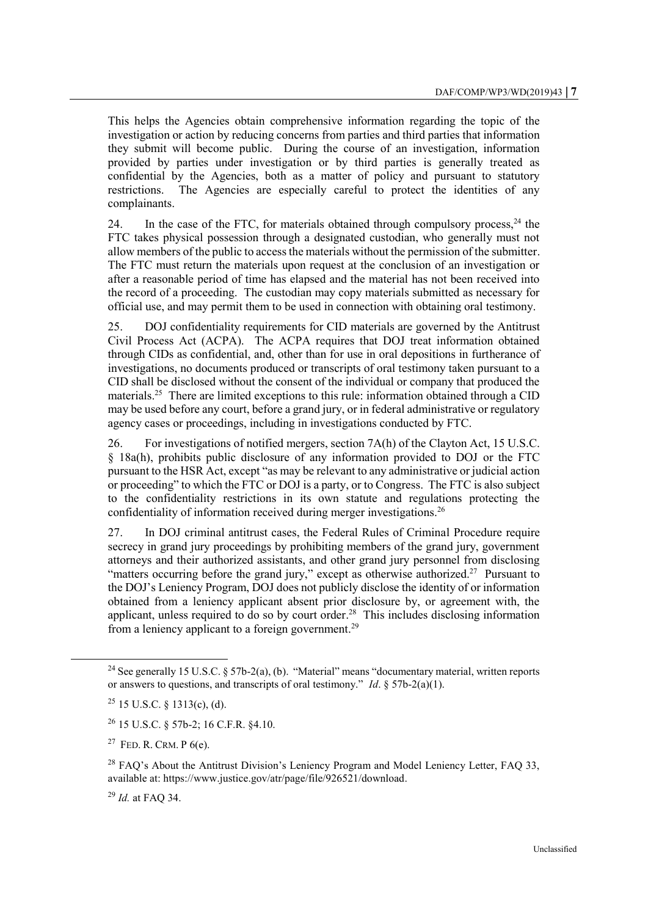This helps the Agencies obtain comprehensive information regarding the topic of the investigation or action by reducing concerns from parties and third parties that information they submit will become public. During the course of an investigation, information provided by parties under investigation or by third parties is generally treated as confidential by the Agencies, both as a matter of policy and pursuant to statutory restrictions. The Agencies are especially careful to protect the identities of any complainants.

24. In the case of the FTC, for materials obtained through compulsory process,[24] the FTC takes physical possession through a designated custodian, who generally must not allow members of the public to access the materials without the permission of the submitter. The FTC must return the materials upon request at the conclusion of an investigation or after a reasonable period of time has elapsed and the material has not been received into the record of a proceeding. The custodian may copy materials submitted as necessary for official use, and may permit them to be used in connection with obtaining oral testimony.

25. DOJ confidentiality requirements for CID materials are governed by the Antitrust Civil Process Act (ACPA). The ACPA requires that DOJ treat information obtained through CIDs as confidential, and, other than for use in oral depositions in furtherance of investigations, no documents produced or transcripts of oral testimony taken pursuant to a CID shall be disclosed without the consent of the individual or company that produced the materials.[25] There are limited exceptions to this rule: information obtained through a CID may be used before any court, before a grand jury, or in federal administrative or regulatory agency cases or proceedings, including in investigations conducted by FTC.

26. For investigations of notified mergers, section 7A(h) of the Clayton Act, 15 U.S.C. § 18a(h), prohibits public disclosure of any information provided to DOJ or the FTC pursuant to the HSR Act, except "as may be relevant to any administrative or judicial action or proceeding" to which the FTC or DOJ is a party, or to Congress. The FTC is also subject to the confidentiality restrictions in its own statute and regulations protecting the confidentiality of information received during merger investigations.[26]

27. In DOJ criminal antitrust cases, the Federal Rules of Criminal Procedure require secrecy in grand jury proceedings by prohibiting members of the grand jury, government attorneys and their authorized assistants, and other grand jury personnel from disclosing "matters occurring before the grand jury," except as otherwise authorized.[27] Pursuant to the DOJ's Leniency Program, DOJ does not publicly disclose the identity of or information obtained from a leniency applicant absent prior disclosure by, or agreement with, the applicant, unless required to do so by court order.[28] This includes disclosing information from a leniency applicant to a foreign government.[29]

---

[24] See generally 15 U.S.C. § 57b-2(a), (b). "Material" means "documentary material, written reports or answers to questions, and transcripts of oral testimony." *Id*. § 57b-2(a)(1).

[25] 15 U.S.C. § 1313(c), (d).

[26] 15 U.S.C. § 57b-2; 16 C.F.R. §4.10.

[27] FED. R. CRM. P 6(e).

[28] FAQ's About the Antitrust Division's Leniency Program and Model Leniency Letter, FAQ 33, available at: https://www.justice.gov/atr/page/file/926521/download.

[29] *Id.* at FAQ 34.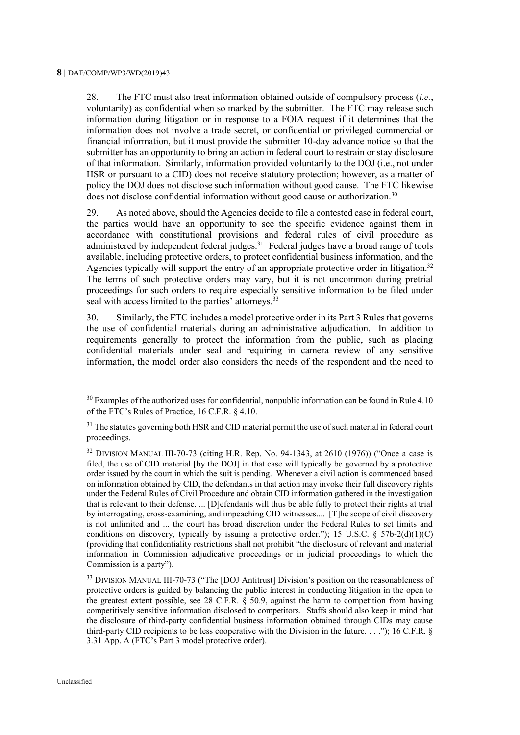28. The FTC must also treat information obtained outside of compulsory process (*i.e.*, voluntarily) as confidential when so marked by the submitter. The FTC may release such information during litigation or in response to a FOIA request if it determines that the information does not involve a trade secret, or confidential or privileged commercial or financial information, but it must provide the submitter 10-day advance notice so that the submitter has an opportunity to bring an action in federal court to restrain or stay disclosure of that information. Similarly, information provided voluntarily to the DOJ (i.e., not under HSR or pursuant to a CID) does not receive statutory protection; however, as a matter of policy the DOJ does not disclose such information without good cause. The FTC likewise does not disclose confidential information without good cause or authorization.[30]

29. As noted above, should the Agencies decide to file a contested case in federal court, the parties would have an opportunity to see the specific evidence against them in accordance with constitutional provisions and federal rules of civil procedure as administered by independent federal judges.[31] Federal judges have a broad range of tools available, including protective orders, to protect confidential business information, and the Agencies typically will support the entry of an appropriate protective order in litigation.[32] The terms of such protective orders may vary, but it is not uncommon during pretrial proceedings for such orders to require especially sensitive information to be filed under seal with access limited to the parties' attorneys.[33]

30. Similarly, the FTC includes a model protective order in its Part 3 Rules that governs the use of confidential materials during an administrative adjudication. In addition to requirements generally to protect the information from the public, such as placing confidential materials under seal and requiring in camera review of any sensitive information, the model order also considers the needs of the respondent and the need to

---

[30] Examples of the authorized uses for confidential, nonpublic information can be found in Rule 4.10 of the FTC's Rules of Practice, 16 C.F.R. § 4.10.

[31] The statutes governing both HSR and CID material permit the use of such material in federal court proceedings.

[32] DIVISION MANUAL III-70-73 (citing H.R. Rep. No. 94-1343, at 2610 (1976)) ("Once a case is filed, the use of CID material [by the DOJ] in that case will typically be governed by a protective order issued by the court in which the suit is pending. Whenever a civil action is commenced based on information obtained by CID, the defendants in that action may invoke their full discovery rights under the Federal Rules of Civil Procedure and obtain CID information gathered in the investigation that is relevant to their defense. ... [D]efendants will thus be able fully to protect their rights at trial by interrogating, cross-examining, and impeaching CID witnesses.... [T]he scope of civil discovery is not unlimited and ... the court has broad discretion under the Federal Rules to set limits and conditions on discovery, typically by issuing a protective order."); 15 U.S.C. § 57b-2(d)(1)(C) (providing that confidentiality restrictions shall not prohibit "the disclosure of relevant and material information in Commission adjudicative proceedings or in judicial proceedings to which the Commission is a party").

[33] DIVISION MANUAL III-70-73 ("The [DOJ Antitrust] Division's position on the reasonableness of protective orders is guided by balancing the public interest in conducting litigation in the open to the greatest extent possible, see 28 C.F.R. § 50.9, against the harm to competition from having competitively sensitive information disclosed to competitors. Staffs should also keep in mind that the disclosure of third-party confidential business information obtained through CIDs may cause third-party CID recipients to be less cooperative with the Division in the future. . . ."); 16 C.F.R. § 3.31 App. A (FTC's Part 3 model protective order).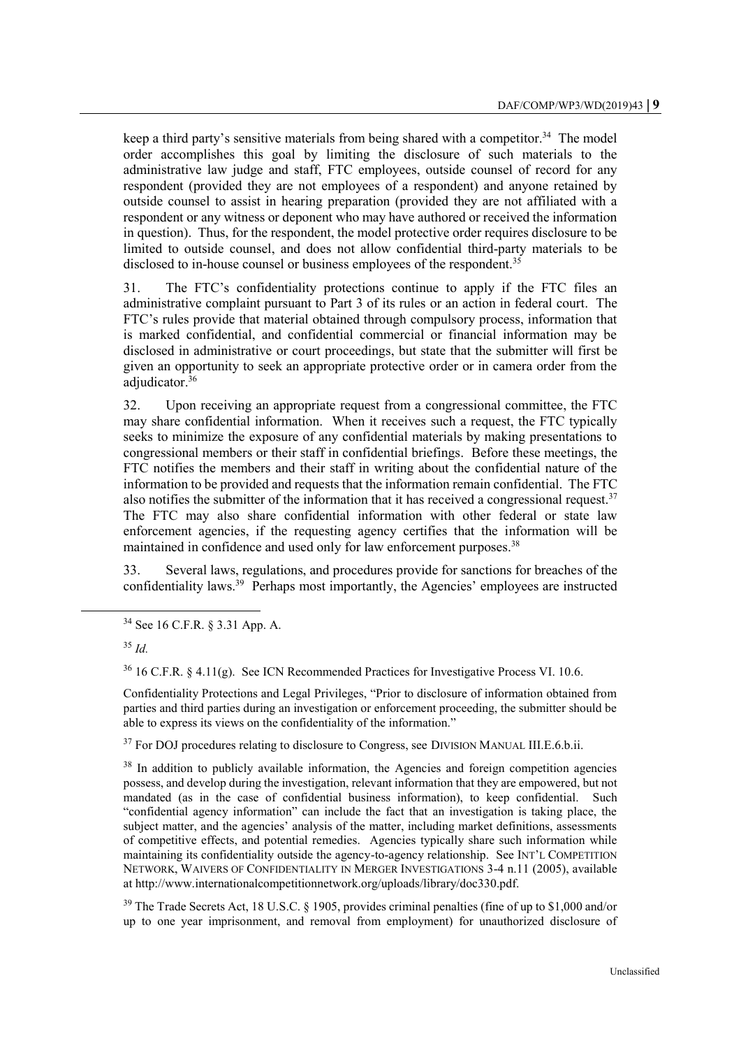keep a third party's sensitive materials from being shared with a competitor.[34] The model order accomplishes this goal by limiting the disclosure of such materials to the administrative law judge and staff, FTC employees, outside counsel of record for any respondent (provided they are not employees of a respondent) and anyone retained by outside counsel to assist in hearing preparation (provided they are not affiliated with a respondent or any witness or deponent who may have authored or received the information in question). Thus, for the respondent, the model protective order requires disclosure to be limited to outside counsel, and does not allow confidential third-party materials to be disclosed to in-house counsel or business employees of the respondent.[35]

31. The FTC's confidentiality protections continue to apply if the FTC files an administrative complaint pursuant to Part 3 of its rules or an action in federal court. The FTC's rules provide that material obtained through compulsory process, information that is marked confidential, and confidential commercial or financial information may be disclosed in administrative or court proceedings, but state that the submitter will first be given an opportunity to seek an appropriate protective order or in camera order from the adjudicator.[36]

32. Upon receiving an appropriate request from a congressional committee, the FTC may share confidential information. When it receives such a request, the FTC typically seeks to minimize the exposure of any confidential materials by making presentations to congressional members or their staff in confidential briefings. Before these meetings, the FTC notifies the members and their staff in writing about the confidential nature of the information to be provided and requests that the information remain confidential. The FTC also notifies the submitter of the information that it has received a congressional request.[37] The FTC may also share confidential information with other federal or state law enforcement agencies, if the requesting agency certifies that the information will be maintained in confidence and used only for law enforcement purposes.[38]

33. Several laws, regulations, and procedures provide for sanctions for breaches of the confidentiality laws.[39] Perhaps most importantly, the Agencies' employees are instructed

---

[34] See 16 C.F.R. § 3.31 App. A.

[35] *Id.*

[36] 16 C.F.R. § 4.11(g). See ICN Recommended Practices for Investigative Process VI. 10.6.

Confidentiality Protections and Legal Privileges, "Prior to disclosure of information obtained from parties and third parties during an investigation or enforcement proceeding, the submitter should be able to express its views on the confidentiality of the information."

[37] For DOJ procedures relating to disclosure to Congress, see DIVISION MANUAL III.E.6.b.ii.

[38] In addition to publicly available information, the Agencies and foreign competition agencies possess, and develop during the investigation, relevant information that they are empowered, but not mandated (as in the case of confidential business information), to keep confidential. Such "confidential agency information" can include the fact that an investigation is taking place, the subject matter, and the agencies' analysis of the matter, including market definitions, assessments of competitive effects, and potential remedies. Agencies typically share such information while maintaining its confidentiality outside the agency-to-agency relationship. See INT'L COMPETITION NETWORK, WAIVERS OF CONFIDENTIALITY IN MERGER INVESTIGATIONS 3-4 n.11 (2005), available at http://www.internationalcompetitionnetwork.org/uploads/library/doc330.pdf.

[39] The Trade Secrets Act, 18 U.S.C. § 1905, provides criminal penalties (fine of up to $1,000 and/or up to one year imprisonment, and removal from employment) for unauthorized disclosure of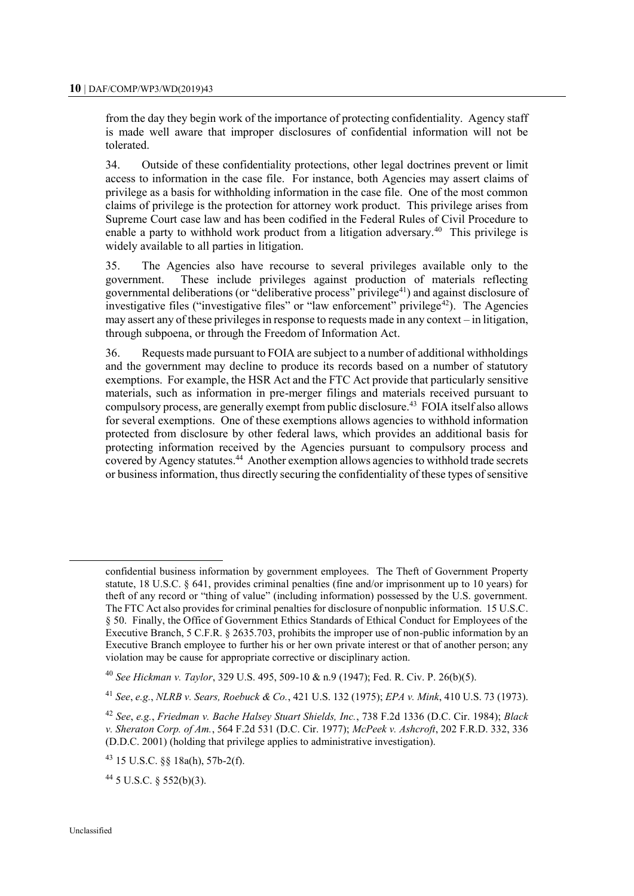from the day they begin work of the importance of protecting confidentiality. Agency staff is made well aware that improper disclosures of confidential information will not be tolerated.

34. Outside of these confidentiality protections, other legal doctrines prevent or limit access to information in the case file. For instance, both Agencies may assert claims of privilege as a basis for withholding information in the case file. One of the most common claims of privilege is the protection for attorney work product. This privilege arises from Supreme Court case law and has been codified in the Federal Rules of Civil Procedure to enable a party to withhold work product from a litigation adversary.[40] This privilege is widely available to all parties in litigation.

35. The Agencies also have recourse to several privileges available only to the government. These include privileges against production of materials reflecting governmental deliberations (or "deliberative process" privilege[41]) and against disclosure of investigative files ("investigative files" or "law enforcement" privilege[42]). The Agencies may assert any of these privileges in response to requests made in any context – in litigation, through subpoena, or through the Freedom of Information Act.

36. Requests made pursuant to FOIA are subject to a number of additional withholdings and the government may decline to produce its records based on a number of statutory exemptions. For example, the HSR Act and the FTC Act provide that particularly sensitive materials, such as information in pre-merger filings and materials received pursuant to compulsory process, are generally exempt from public disclosure.[43] FOIA itself also allows for several exemptions. One of these exemptions allows agencies to withhold information protected from disclosure by other federal laws, which provides an additional basis for protecting information received by the Agencies pursuant to compulsory process and covered by Agency statutes.[44] Another exemption allows agencies to withhold trade secrets or business information, thus directly securing the confidentiality of these types of sensitive

---

confidential business information by government employees. The Theft of Government Property statute, 18 U.S.C. § 641, provides criminal penalties (fine and/or imprisonment up to 10 years) for theft of any record or "thing of value" (including information) possessed by the U.S. government. The FTC Act also provides for criminal penalties for disclosure of nonpublic information. 15 U.S.C. § 50. Finally, the Office of Government Ethics Standards of Ethical Conduct for Employees of the Executive Branch, 5 C.F.R. § 2635.703, prohibits the improper use of non-public information by an Executive Branch employee to further his or her own private interest or that of another person; any violation may be cause for appropriate corrective or disciplinary action.

[40] *See Hickman v. Taylor*, 329 U.S. 495, 509-10 & n.9 (1947); Fed. R. Civ. P. 26(b)(5).

[41] *See*, *e.g.*, *NLRB v. Sears, Roebuck & Co.*, 421 U.S. 132 (1975); *EPA v. Mink*, 410 U.S. 73 (1973).

[42] *See*, *e.g.*, *Friedman v. Bache Halsey Stuart Shields, Inc.*, 738 F.2d 1336 (D.C. Cir. 1984); *Black v. Sheraton Corp. of Am.*, 564 F.2d 531 (D.C. Cir. 1977); *McPeek v. Ashcroft*, 202 F.R.D. 332, 336 (D.D.C. 2001) (holding that privilege applies to administrative investigation).

[43] 15 U.S.C. §§ 18a(h), 57b-2(f).

[44] 5 U.S.C. § 552(b)(3).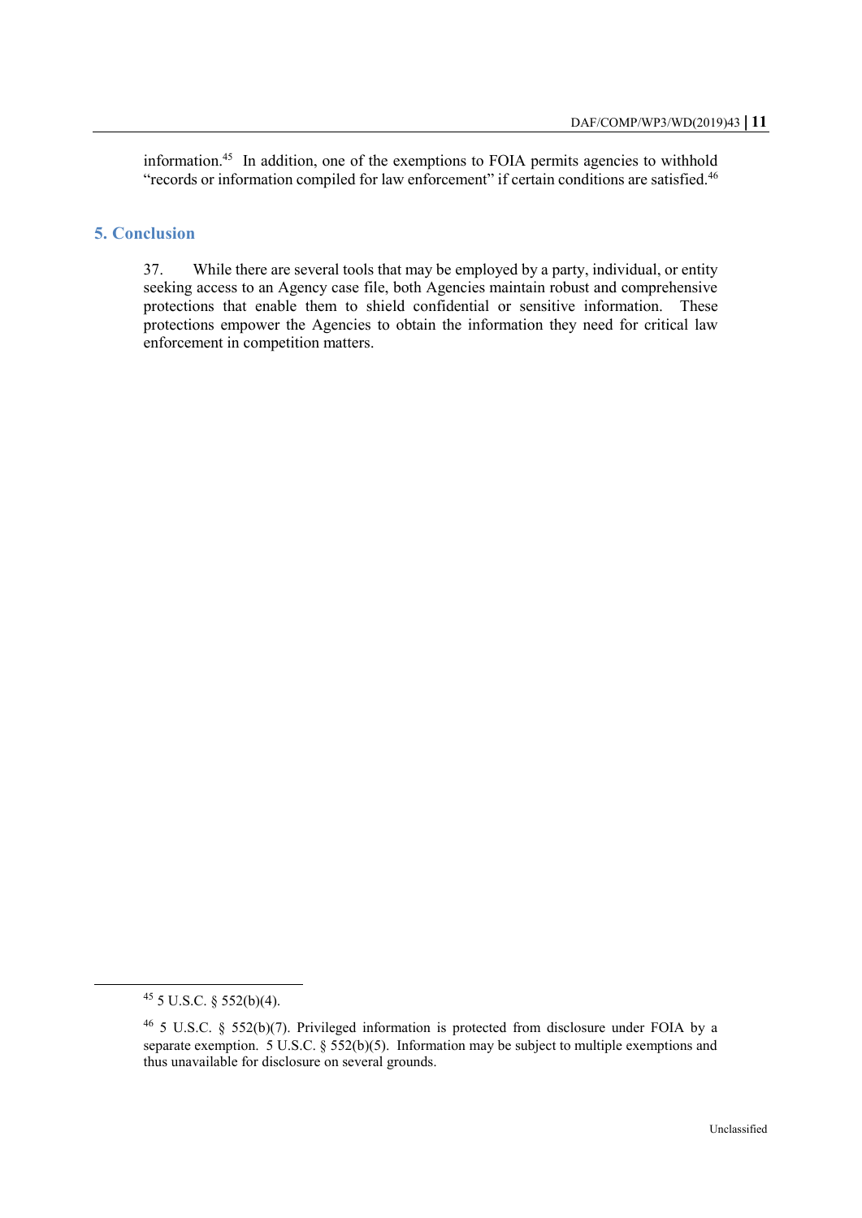information.[45] In addition, one of the exemptions to FOIA permits agencies to withhold "records or information compiled for law enforcement" if certain conditions are satisfied.[46]

## 5. Conclusion

37. While there are several tools that may be employed by a party, individual, or entity seeking access to an Agency case file, both Agencies maintain robust and comprehensive protections that enable them to shield confidential or sensitive information. These protections empower the Agencies to obtain the information they need for critical law enforcement in competition matters.

---

[45] 5 U.S.C. § 552(b)(4).

[46] 5 U.S.C. § 552(b)(7). Privileged information is protected from disclosure under FOIA by a separate exemption. 5 U.S.C. § 552(b)(5). Information may be subject to multiple exemptions and thus unavailable for disclosure on several grounds.